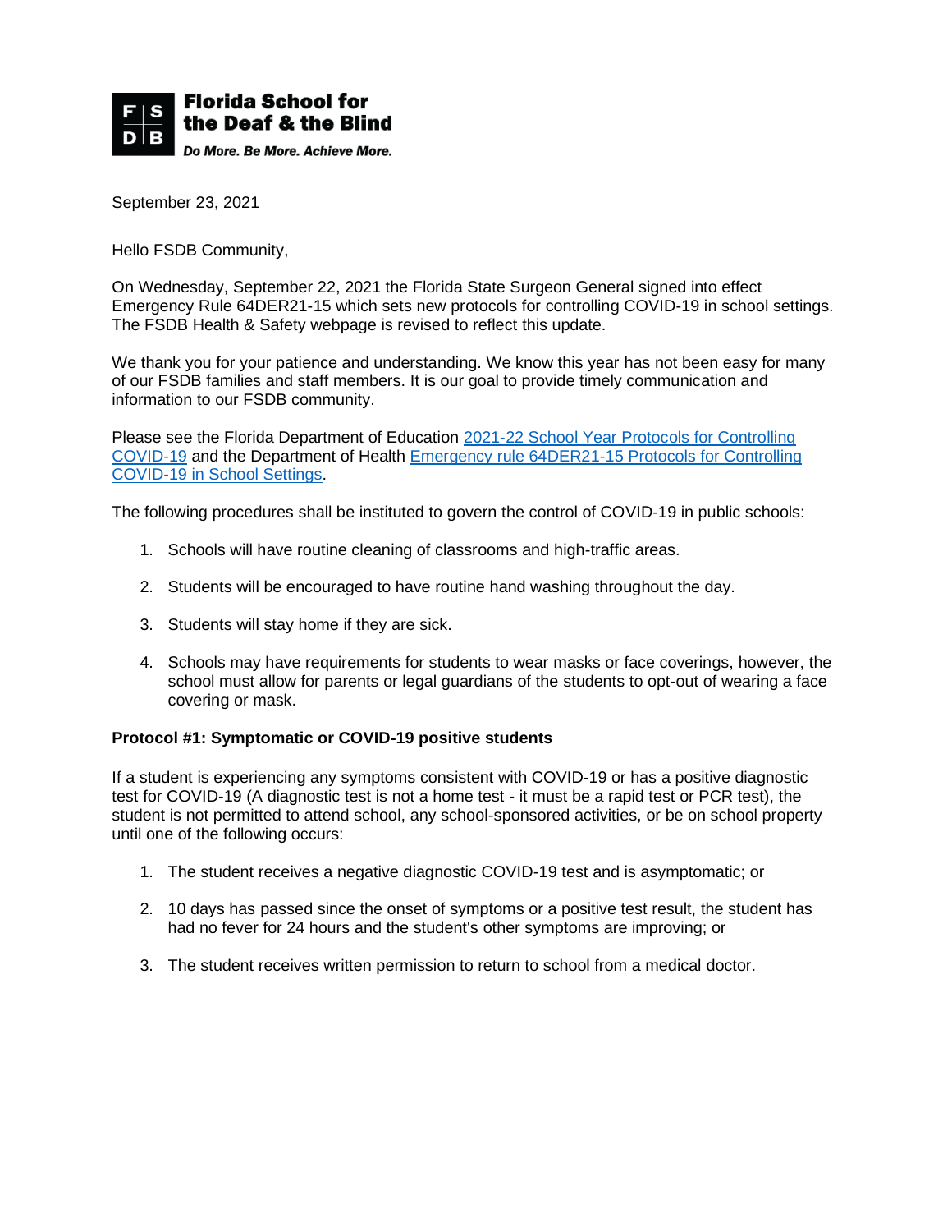**Florida School for the Deaf & the Blind**

*Do More. Be More. Achieve More.*

September 23, 2021

Hello FSDB Community,

On Wednesday, September 22, 2021 the Florida State Surgeon General signed into effect Emergency Rule 64DER21-15 which sets new protocols for controlling COVID-19 in school settings. The FSDB Health & Safety webpage is revised to reflect this update.

We thank you for your patience and understanding. We know this year has not been easy for many of our FSDB families and staff members. It is our goal to provide timely communication and information to our FSDB community.

Please see the Florida Department of Education 2021-22 School Year Protocols for Controlling COVID-19 and the Department of Health Emergency rule 64DER21-15 Protocols for Controlling COVID-19 in School Settings.

The following procedures shall be instituted to govern the control of COVID-19 in public schools:

1. Schools will have routine cleaning of classrooms and high-traffic areas.
2. Students will be encouraged to have routine hand washing throughout the day.
3. Students will stay home if they are sick.
4. Schools may have requirements for students to wear masks or face coverings, however, the school must allow for parents or legal guardians of the students to opt-out of wearing a face covering or mask.

**Protocol #1: Symptomatic or COVID-19 positive students**

If a student is experiencing any symptoms consistent with COVID-19 or has a positive diagnostic test for COVID-19 (A diagnostic test is not a home test - it must be a rapid test or PCR test), the student is not permitted to attend school, any school-sponsored activities, or be on school property until one of the following occurs:

1. The student receives a negative diagnostic COVID-19 test and is asymptomatic; or
2. 10 days has passed since the onset of symptoms or a positive test result, the student has had no fever for 24 hours and the student's other symptoms are improving; or
3. The student receives written permission to return to school from a medical doctor.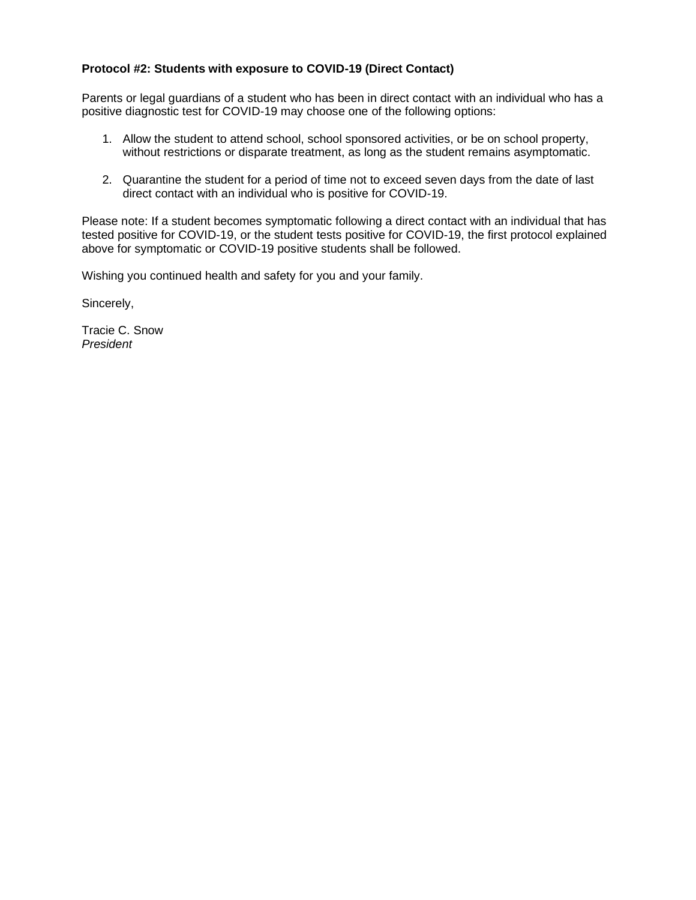**Protocol #2: Students with exposure to COVID-19 (Direct Contact)**

Parents or legal guardians of a student who has been in direct contact with an individual who has a positive diagnostic test for COVID-19 may choose one of the following options:

1. Allow the student to attend school, school sponsored activities, or be on school property, without restrictions or disparate treatment, as long as the student remains asymptomatic.
2. Quarantine the student for a period of time not to exceed seven days from the date of last direct contact with an individual who is positive for COVID-19.

Please note: If a student becomes symptomatic following a direct contact with an individual that has tested positive for COVID-19, or the student tests positive for COVID-19, the first protocol explained above for symptomatic or COVID-19 positive students shall be followed.

Wishing you continued health and safety for you and your family.

Sincerely,

Tracie C. Snow
*President*